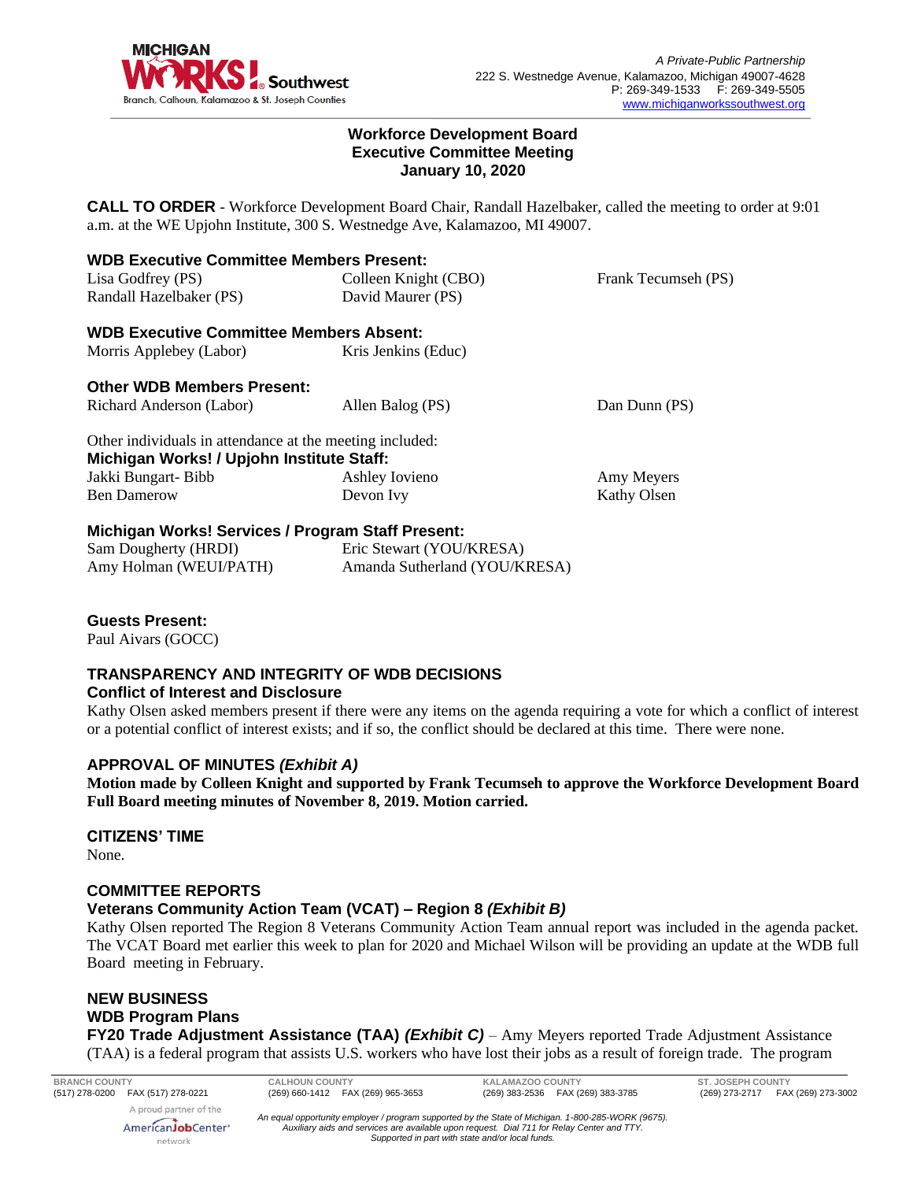# Workforce Development Board
## Executive Committee Meeting
### January 10, 2020

**CALL TO ORDER** - Workforce Development Board Chair, Randall Hazelbaker, called the meeting to order at 9:01 a.m. at the WE Upjohn Institute, 300 S. Westnedge Ave, Kalamazoo, MI 49007.

**WDB Executive Committee Members Present:**

Lisa Godfrey (PS)
Randall Hazelbaker (PS)
Colleen Knight (CBO)
David Maurer (PS)
Frank Tecumseh (PS)

**WDB Executive Committee Members Absent:**

Morris Applebey (Labor)
Kris Jenkins (Educ)

**Other WDB Members Present:**

Richard Anderson (Labor)
Allen Balog (PS)
Dan Dunn (PS)

Other individuals in attendance at the meeting included:

**Michigan Works! / Upjohn Institute Staff:**

Jakki Bungart- Bibb
Ben Damerow
Ashley Iovieno
Devon Ivy
Amy Meyers
Kathy Olsen

**Michigan Works! Services / Program Staff Present:**

Sam Dougherty (HRDI)
Amy Holman (WEUI/PATH)
Eric Stewart (YOU/KRESA)
Amanda Sutherland (YOU/KRESA)

**Guests Present:**

Paul Aivars (GOCC)

**TRANSPARENCY AND INTEGRITY OF WDB DECISIONS**

**Conflict of Interest and Disclosure**

Kathy Olsen asked members present if there were any items on the agenda requiring a vote for which a conflict of interest or a potential conflict of interest exists; and if so, the conflict should be declared at this time. There were none.

**APPROVAL OF MINUTES *(Exhibit A)***

**Motion made by Colleen Knight and supported by Frank Tecumseh to approve the Workforce Development Board Full Board meeting minutes of November 8, 2019. Motion carried.**

**CITIZENS' TIME**

None.

**COMMITTEE REPORTS**

**Veterans Community Action Team (VCAT) – Region 8 *(Exhibit B)***

Kathy Olsen reported The Region 8 Veterans Community Action Team annual report was included in the agenda packet. The VCAT Board met earlier this week to plan for 2020 and Michael Wilson will be providing an update at the WDB full Board meeting in February.

**NEW BUSINESS**

**WDB Program Plans**

**FY20 Trade Adjustment Assistance (TAA) *(Exhibit C)*** – Amy Meyers reported Trade Adjustment Assistance (TAA) is a federal program that assists U.S. workers who have lost their jobs as a result of foreign trade. The program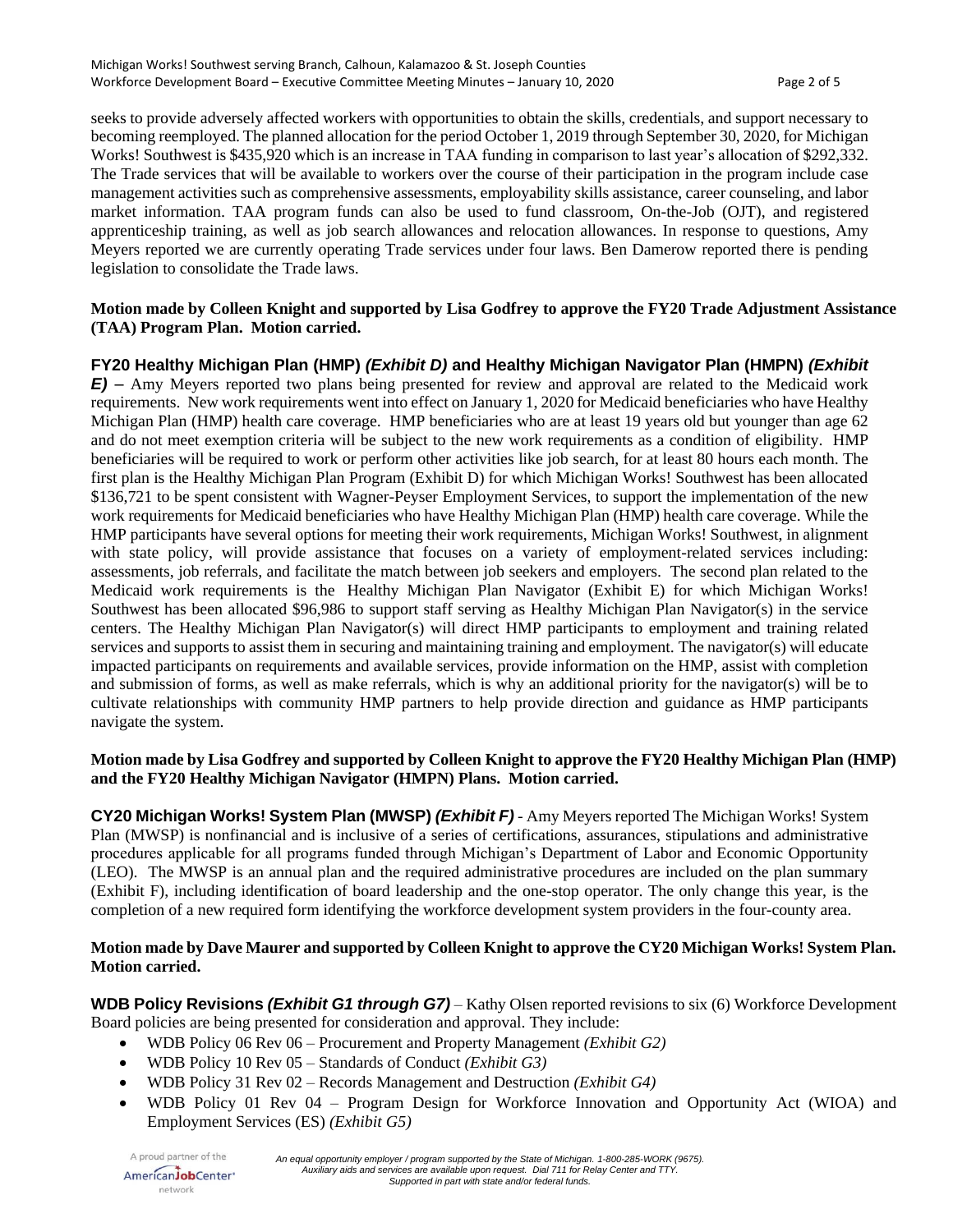seeks to provide adversely affected workers with opportunities to obtain the skills, credentials, and support necessary to becoming reemployed. The planned allocation for the period October 1, 2019 through September 30, 2020, for Michigan Works! Southwest is $435,920 which is an increase in TAA funding in comparison to last year's allocation of $292,332. The Trade services that will be available to workers over the course of their participation in the program include case management activities such as comprehensive assessments, employability skills assistance, career counseling, and labor market information. TAA program funds can also be used to fund classroom, On-the-Job (OJT), and registered apprenticeship training, as well as job search allowances and relocation allowances. In response to questions, Amy Meyers reported we are currently operating Trade services under four laws. Ben Damerow reported there is pending legislation to consolidate the Trade laws.

**Motion made by Colleen Knight and supported by Lisa Godfrey to approve the FY20 Trade Adjustment Assistance (TAA) Program Plan. Motion carried.**

**FY20 Healthy Michigan Plan (HMP) *(Exhibit D)* and Healthy Michigan Navigator Plan (HMPN) *(Exhibit E)* –** Amy Meyers reported two plans being presented for review and approval are related to the Medicaid work requirements. New work requirements went into effect on January 1, 2020 for Medicaid beneficiaries who have Healthy Michigan Plan (HMP) health care coverage. HMP beneficiaries who are at least 19 years old but younger than age 62 and do not meet exemption criteria will be subject to the new work requirements as a condition of eligibility. HMP beneficiaries will be required to work or perform other activities like job search, for at least 80 hours each month. The first plan is the Healthy Michigan Plan Program (Exhibit D) for which Michigan Works! Southwest has been allocated $136,721 to be spent consistent with Wagner-Peyser Employment Services, to support the implementation of the new work requirements for Medicaid beneficiaries who have Healthy Michigan Plan (HMP) health care coverage. While the HMP participants have several options for meeting their work requirements, Michigan Works! Southwest, in alignment with state policy, will provide assistance that focuses on a variety of employment-related services including: assessments, job referrals, and facilitate the match between job seekers and employers. The second plan related to the Medicaid work requirements is the Healthy Michigan Plan Navigator (Exhibit E) for which Michigan Works! Southwest has been allocated $96,986 to support staff serving as Healthy Michigan Plan Navigator(s) in the service centers. The Healthy Michigan Plan Navigator(s) will direct HMP participants to employment and training related services and supports to assist them in securing and maintaining training and employment. The navigator(s) will educate impacted participants on requirements and available services, provide information on the HMP, assist with completion and submission of forms, as well as make referrals, which is why an additional priority for the navigator(s) will be to cultivate relationships with community HMP partners to help provide direction and guidance as HMP participants navigate the system.

**Motion made by Lisa Godfrey and supported by Colleen Knight to approve the FY20 Healthy Michigan Plan (HMP) and the FY20 Healthy Michigan Navigator (HMPN) Plans. Motion carried.**

**CY20 Michigan Works! System Plan (MWSP) *(Exhibit F)*** - Amy Meyers reported The Michigan Works! System Plan (MWSP) is nonfinancial and is inclusive of a series of certifications, assurances, stipulations and administrative procedures applicable for all programs funded through Michigan's Department of Labor and Economic Opportunity (LEO). The MWSP is an annual plan and the required administrative procedures are included on the plan summary (Exhibit F), including identification of board leadership and the one-stop operator. The only change this year, is the completion of a new required form identifying the workforce development system providers in the four-county area.

**Motion made by Dave Maurer and supported by Colleen Knight to approve the CY20 Michigan Works! System Plan. Motion carried.**

**WDB Policy Revisions *(Exhibit G1 through G7)*** – Kathy Olsen reported revisions to six (6) Workforce Development Board policies are being presented for consideration and approval. They include:

- WDB Policy 06 Rev 06 – Procurement and Property Management *(Exhibit G2)*
- WDB Policy 10 Rev 05 – Standards of Conduct *(Exhibit G3)*
- WDB Policy 31 Rev 02 – Records Management and Destruction *(Exhibit G4)*
- WDB Policy 01 Rev 04 – Program Design for Workforce Innovation and Opportunity Act (WIOA) and Employment Services (ES) *(Exhibit G5)*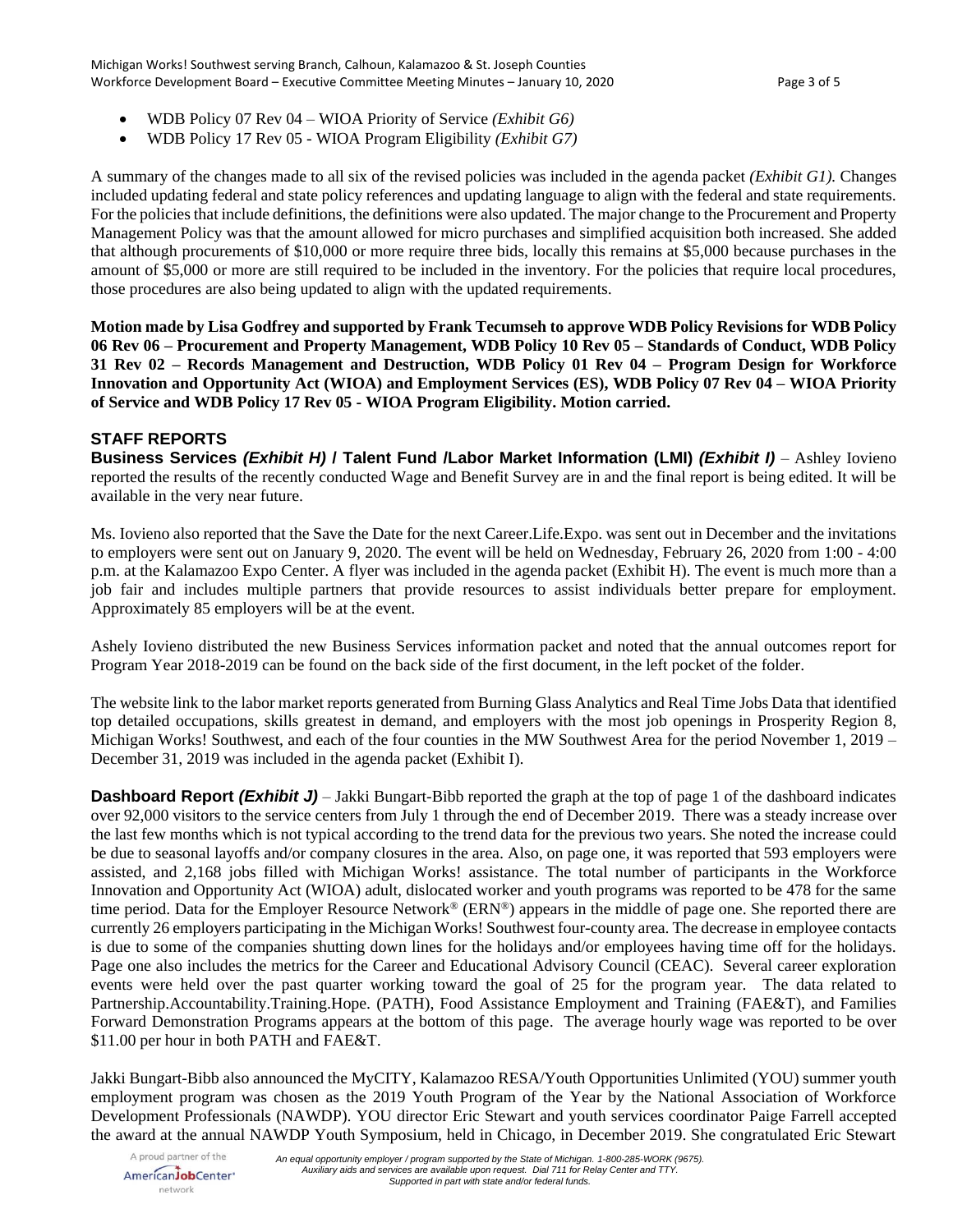- WDB Policy 07 Rev 04 – WIOA Priority of Service *(Exhibit G6)*
- WDB Policy 17 Rev 05 - WIOA Program Eligibility *(Exhibit G7)*

A summary of the changes made to all six of the revised policies was included in the agenda packet *(Exhibit G1).* Changes included updating federal and state policy references and updating language to align with the federal and state requirements. For the policies that include definitions, the definitions were also updated. The major change to the Procurement and Property Management Policy was that the amount allowed for micro purchases and simplified acquisition both increased. She added that although procurements of $10,000 or more require three bids, locally this remains at $5,000 because purchases in the amount of $5,000 or more are still required to be included in the inventory. For the policies that require local procedures, those procedures are also being updated to align with the updated requirements.

**Motion made by Lisa Godfrey and supported by Frank Tecumseh to approve WDB Policy Revisions for WDB Policy 06 Rev 06 – Procurement and Property Management, WDB Policy 10 Rev 05 – Standards of Conduct, WDB Policy 31 Rev 02 – Records Management and Destruction, WDB Policy 01 Rev 04 – Program Design for Workforce Innovation and Opportunity Act (WIOA) and Employment Services (ES), WDB Policy 07 Rev 04 – WIOA Priority of Service and WDB Policy 17 Rev 05 - WIOA Program Eligibility. Motion carried.**

## STAFF REPORTS

**Business Services *(Exhibit H)* / Talent Fund /Labor Market Information (LMI) *(Exhibit I)*** – Ashley Iovieno reported the results of the recently conducted Wage and Benefit Survey are in and the final report is being edited. It will be available in the very near future.

Ms. Iovieno also reported that the Save the Date for the next Career.Life.Expo. was sent out in December and the invitations to employers were sent out on January 9, 2020. The event will be held on Wednesday, February 26, 2020 from 1:00 - 4:00 p.m. at the Kalamazoo Expo Center. A flyer was included in the agenda packet (Exhibit H). The event is much more than a job fair and includes multiple partners that provide resources to assist individuals better prepare for employment. Approximately 85 employers will be at the event.

Ashely Iovieno distributed the new Business Services information packet and noted that the annual outcomes report for Program Year 2018-2019 can be found on the back side of the first document, in the left pocket of the folder.

The website link to the labor market reports generated from Burning Glass Analytics and Real Time Jobs Data that identified top detailed occupations, skills greatest in demand, and employers with the most job openings in Prosperity Region 8, Michigan Works! Southwest, and each of the four counties in the MW Southwest Area for the period November 1, 2019 – December 31, 2019 was included in the agenda packet (Exhibit I).

**Dashboard Report *(Exhibit J)*** – Jakki Bungart-Bibb reported the graph at the top of page 1 of the dashboard indicates over 92,000 visitors to the service centers from July 1 through the end of December 2019. There was a steady increase over the last few months which is not typical according to the trend data for the previous two years. She noted the increase could be due to seasonal layoffs and/or company closures in the area. Also, on page one, it was reported that 593 employers were assisted, and 2,168 jobs filled with Michigan Works! assistance. The total number of participants in the Workforce Innovation and Opportunity Act (WIOA) adult, dislocated worker and youth programs was reported to be 478 for the same time period. Data for the Employer Resource Network® (ERN®) appears in the middle of page one. She reported there are currently 26 employers participating in the Michigan Works! Southwest four-county area. The decrease in employee contacts is due to some of the companies shutting down lines for the holidays and/or employees having time off for the holidays. Page one also includes the metrics for the Career and Educational Advisory Council (CEAC). Several career exploration events were held over the past quarter working toward the goal of 25 for the program year. The data related to Partnership.Accountability.Training.Hope. (PATH), Food Assistance Employment and Training (FAE&T), and Families Forward Demonstration Programs appears at the bottom of this page. The average hourly wage was reported to be over $11.00 per hour in both PATH and FAE&T.

Jakki Bungart-Bibb also announced the MyCITY, Kalamazoo RESA/Youth Opportunities Unlimited (YOU) summer youth employment program was chosen as the 2019 Youth Program of the Year by the National Association of Workforce Development Professionals (NAWDP). YOU director Eric Stewart and youth services coordinator Paige Farrell accepted the award at the annual NAWDP Youth Symposium, held in Chicago, in December 2019. She congratulated Eric Stewart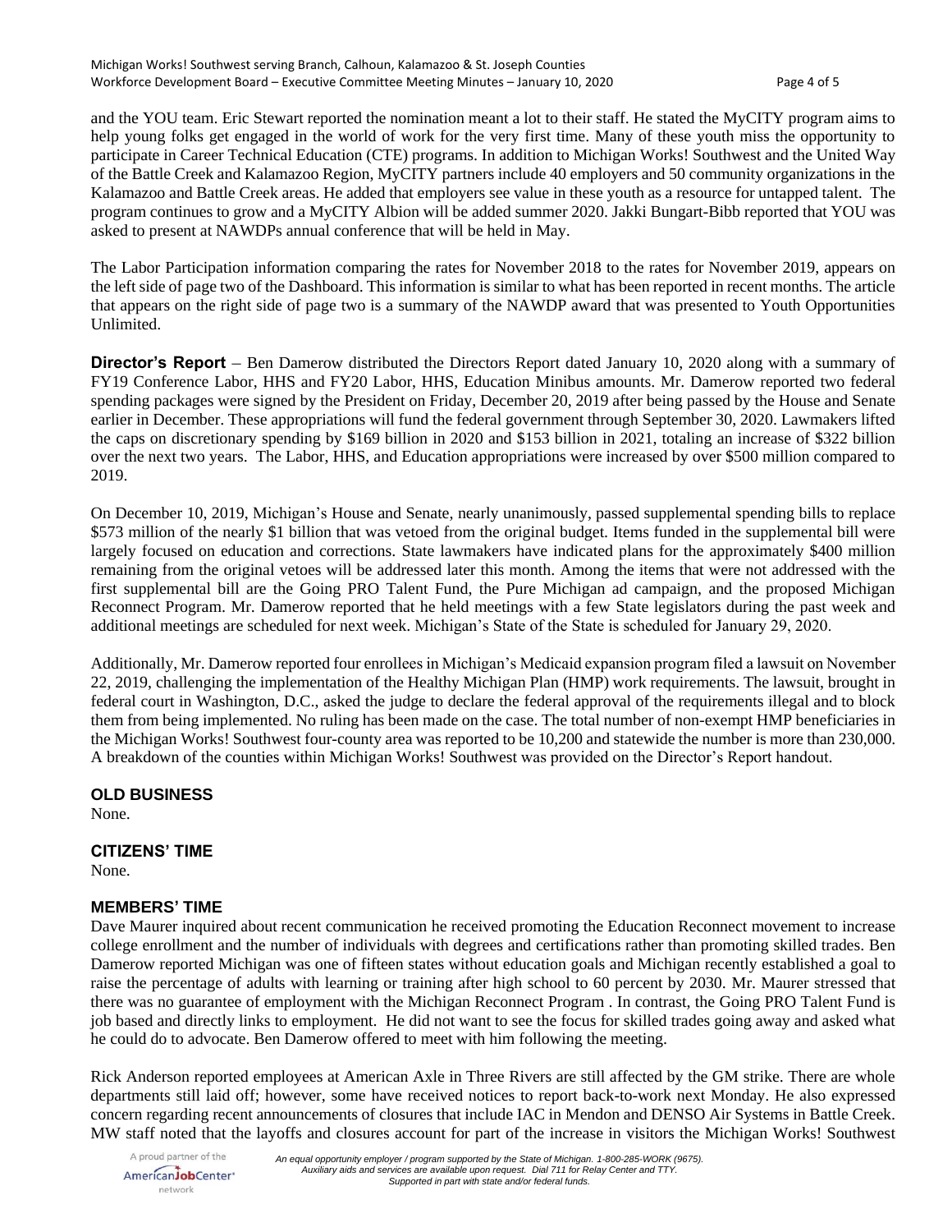and the YOU team. Eric Stewart reported the nomination meant a lot to their staff. He stated the MyCITY program aims to help young folks get engaged in the world of work for the very first time. Many of these youth miss the opportunity to participate in Career Technical Education (CTE) programs. In addition to Michigan Works! Southwest and the United Way of the Battle Creek and Kalamazoo Region, MyCITY partners include 40 employers and 50 community organizations in the Kalamazoo and Battle Creek areas. He added that employers see value in these youth as a resource for untapped talent. The program continues to grow and a MyCITY Albion will be added summer 2020. Jakki Bungart-Bibb reported that YOU was asked to present at NAWDPs annual conference that will be held in May.

The Labor Participation information comparing the rates for November 2018 to the rates for November 2019, appears on the left side of page two of the Dashboard. This information is similar to what has been reported in recent months. The article that appears on the right side of page two is a summary of the NAWDP award that was presented to Youth Opportunities Unlimited.

**Director's Report** – Ben Damerow distributed the Directors Report dated January 10, 2020 along with a summary of FY19 Conference Labor, HHS and FY20 Labor, HHS, Education Minibus amounts. Mr. Damerow reported two federal spending packages were signed by the President on Friday, December 20, 2019 after being passed by the House and Senate earlier in December. These appropriations will fund the federal government through September 30, 2020. Lawmakers lifted the caps on discretionary spending by $169 billion in 2020 and $153 billion in 2021, totaling an increase of $322 billion over the next two years. The Labor, HHS, and Education appropriations were increased by over $500 million compared to 2019.

On December 10, 2019, Michigan's House and Senate, nearly unanimously, passed supplemental spending bills to replace $573 million of the nearly $1 billion that was vetoed from the original budget. Items funded in the supplemental bill were largely focused on education and corrections. State lawmakers have indicated plans for the approximately $400 million remaining from the original vetoes will be addressed later this month. Among the items that were not addressed with the first supplemental bill are the Going PRO Talent Fund, the Pure Michigan ad campaign, and the proposed Michigan Reconnect Program. Mr. Damerow reported that he held meetings with a few State legislators during the past week and additional meetings are scheduled for next week. Michigan's State of the State is scheduled for January 29, 2020.

Additionally, Mr. Damerow reported four enrollees in Michigan's Medicaid expansion program filed a lawsuit on November 22, 2019, challenging the implementation of the Healthy Michigan Plan (HMP) work requirements. The lawsuit, brought in federal court in Washington, D.C., asked the judge to declare the federal approval of the requirements illegal and to block them from being implemented. No ruling has been made on the case. The total number of non-exempt HMP beneficiaries in the Michigan Works! Southwest four-county area was reported to be 10,200 and statewide the number is more than 230,000. A breakdown of the counties within Michigan Works! Southwest was provided on the Director's Report handout.

## OLD BUSINESS

None.

## CITIZENS' TIME

None.

## MEMBERS' TIME

Dave Maurer inquired about recent communication he received promoting the Education Reconnect movement to increase college enrollment and the number of individuals with degrees and certifications rather than promoting skilled trades. Ben Damerow reported Michigan was one of fifteen states without education goals and Michigan recently established a goal to raise the percentage of adults with learning or training after high school to 60 percent by 2030. Mr. Maurer stressed that there was no guarantee of employment with the Michigan Reconnect Program . In contrast, the Going PRO Talent Fund is job based and directly links to employment. He did not want to see the focus for skilled trades going away and asked what he could do to advocate. Ben Damerow offered to meet with him following the meeting.

Rick Anderson reported employees at American Axle in Three Rivers are still affected by the GM strike. There are whole departments still laid off; however, some have received notices to report back-to-work next Monday. He also expressed concern regarding recent announcements of closures that include IAC in Mendon and DENSO Air Systems in Battle Creek. MW staff noted that the layoffs and closures account for part of the increase in visitors the Michigan Works! Southwest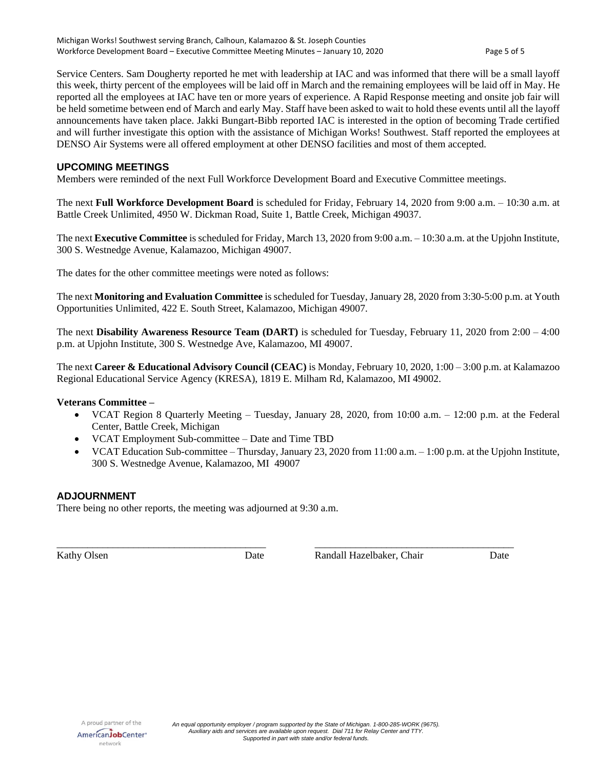Service Centers. Sam Dougherty reported he met with leadership at IAC and was informed that there will be a small layoff this week, thirty percent of the employees will be laid off in March and the remaining employees will be laid off in May. He reported all the employees at IAC have ten or more years of experience. A Rapid Response meeting and onsite job fair will be held sometime between end of March and early May. Staff have been asked to wait to hold these events until all the layoff announcements have taken place. Jakki Bungart-Bibb reported IAC is interested in the option of becoming Trade certified and will further investigate this option with the assistance of Michigan Works! Southwest. Staff reported the employees at DENSO Air Systems were all offered employment at other DENSO facilities and most of them accepted.

## UPCOMING MEETINGS

Members were reminded of the next Full Workforce Development Board and Executive Committee meetings.

The next **Full Workforce Development Board** is scheduled for Friday, February 14, 2020 from 9:00 a.m. – 10:30 a.m. at Battle Creek Unlimited, 4950 W. Dickman Road, Suite 1, Battle Creek, Michigan 49037.

The next **Executive Committee** is scheduled for Friday, March 13, 2020 from 9:00 a.m. – 10:30 a.m. at the Upjohn Institute, 300 S. Westnedge Avenue, Kalamazoo, Michigan 49007.

The dates for the other committee meetings were noted as follows:

The next **Monitoring and Evaluation Committee** is scheduled for Tuesday, January 28, 2020 from 3:30-5:00 p.m. at Youth Opportunities Unlimited, 422 E. South Street, Kalamazoo, Michigan 49007.

The next **Disability Awareness Resource Team (DART)** is scheduled for Tuesday, February 11, 2020 from 2:00 – 4:00 p.m. at Upjohn Institute, 300 S. Westnedge Ave, Kalamazoo, MI 49007.

The next **Career & Educational Advisory Council (CEAC)** is Monday, February 10, 2020, 1:00 – 3:00 p.m. at Kalamazoo Regional Educational Service Agency (KRESA), 1819 E. Milham Rd, Kalamazoo, MI 49002.

**Veterans Committee –**

- VCAT Region 8 Quarterly Meeting – Tuesday, January 28, 2020, from 10:00 a.m. – 12:00 p.m. at the Federal Center, Battle Creek, Michigan
- VCAT Employment Sub-committee – Date and Time TBD
- VCAT Education Sub-committee – Thursday, January 23, 2020 from 11:00 a.m. – 1:00 p.m. at the Upjohn Institute, 300 S. Westnedge Avenue, Kalamazoo, MI 49007

## ADJOURNMENT

There being no other reports, the meeting was adjourned at 9:30 a.m.

\_\_\_\_\_\_\_\_\_\_\_\_\_\_\_\_\_\_\_\_\_\_\_\_\_\_\_\_\_\_\_\_\_\_\_\_\_\_\_\_ \_\_\_\_\_\_\_\_\_\_\_\_\_\_\_\_\_\_\_\_\_\_\_\_\_\_\_\_\_\_\_\_\_\_\_\_\_\_\_\_

Kathy Olsen Date Randall Hazelbaker, Chair Date

A proud partner of the AmericanJobCenter network

*An equal opportunity employer / program supported by the State of Michigan. 1-800-285-WORK (9675). Auxiliary aids and services are available upon request. Dial 711 for Relay Center and TTY. Supported in part with state and/or federal funds.*